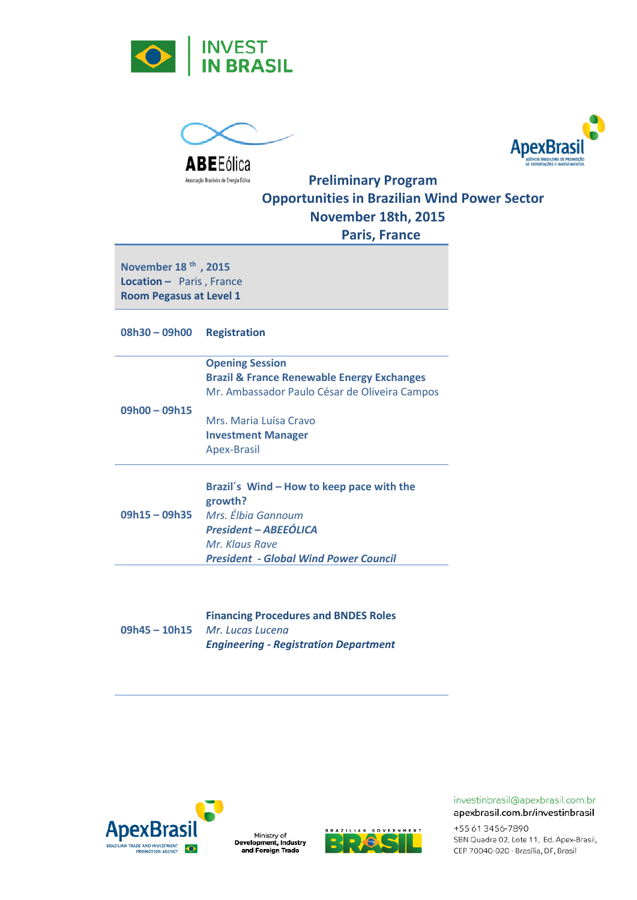INVEST IN BRASIL

ABEEólica
Associação Brasileira de Energia Eólica

ApexBrasil

# Preliminary Program
# Opportunities in Brazilian Wind Power Sector
## November 18th, 2015
## Paris, France

**November 18th, 2015**
**Location –** Paris , France
**Room Pegasus at Level 1**

| | |
|---|---|
| **08h30 – 09h00** | **Registration** |
| **09h00 – 09h15** | **Opening Session**<br>**Brazil & France Renewable Energy Exchanges**<br>Mr. Ambassador Paulo César de Oliveira Campos<br><br>Mrs. Maria Luísa Cravo<br>**Investment Manager**<br>Apex-Brasil |
| **09h15 – 09h35** | **Brazil´s Wind – How to keep pace with the growth?**<br>*Mrs. Élbia Gannoum*<br>***President – ABEEÓLICA***<br>*Mr. Klaus Rave*<br>***President - Global Wind Power Council*** |
| **09h45 – 10h15** | **Financing Procedures and BNDES Roles**<br>*Mr. Lucas Lucena*<br>***Engineering - Registration Department*** |

ApexBrasil — Brazilian Trade and Investment Promotion Agency
Ministry of Development, Industry and Foreign Trade
Brazilian Government BRASIL

investinbrasil@apexbrasil.com.br
apexbrasil.com.br/investinbrasil
+55 61 3456-7890
SBN Quadra 02, Lote 11, Ed. Apex-Brasil,
CEP 70040-020 - Brasília, DF, Brasil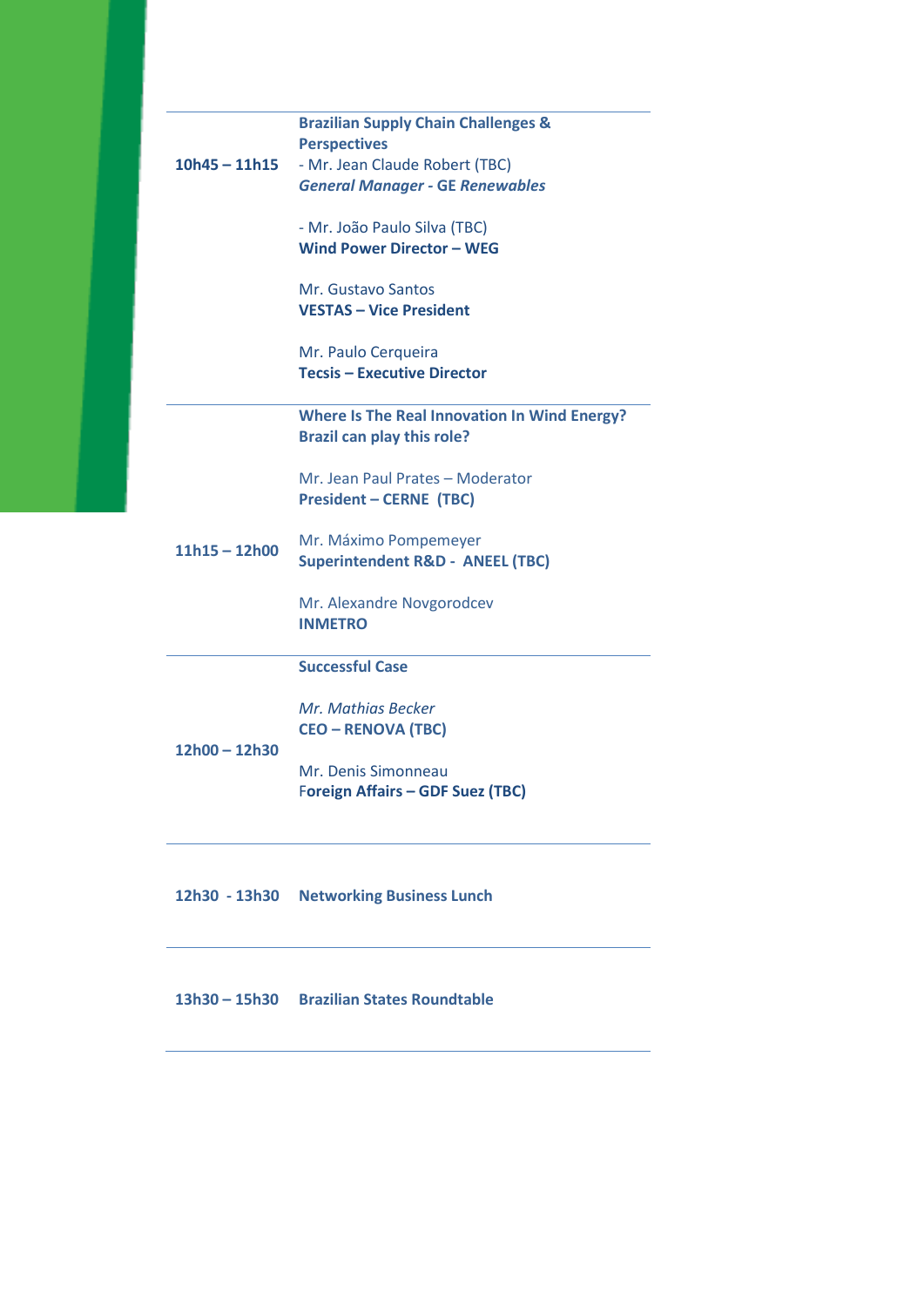| | |
|---|---|
| **10h45 – 11h15** | **Brazilian Supply Chain Challenges & Perspectives**<br>- Mr. Jean Claude Robert (TBC)<br>***General Manager* - GE *Renewables***<br><br>- Mr. João Paulo Silva (TBC)<br>**Wind Power Director – WEG**<br><br>Mr. Gustavo Santos<br>**VESTAS – Vice President**<br><br>Mr. Paulo Cerqueira<br>**Tecsis – Executive Director** |
| **11h15 – 12h00** | **Where Is The Real Innovation In Wind Energy? Brazil can play this role?**<br><br>Mr. Jean Paul Prates – Moderator<br>**President – CERNE (TBC)**<br><br>Mr. Máximo Pompemeyer<br>**Superintendent R&D - ANEEL (TBC)**<br><br>Mr. Alexandre Novgorodcev<br>**INMETRO** |
| **12h00 – 12h30** | **Successful Case**<br><br>*Mr. Mathias Becker*<br>**CEO – RENOVA (TBC)**<br><br>Mr. Denis Simonneau<br>**Foreign Affairs – GDF Suez (TBC)** |
| **12h30 - 13h30** | **Networking Business Lunch** |
| **13h30 – 15h30** | **Brazilian States Roundtable** |